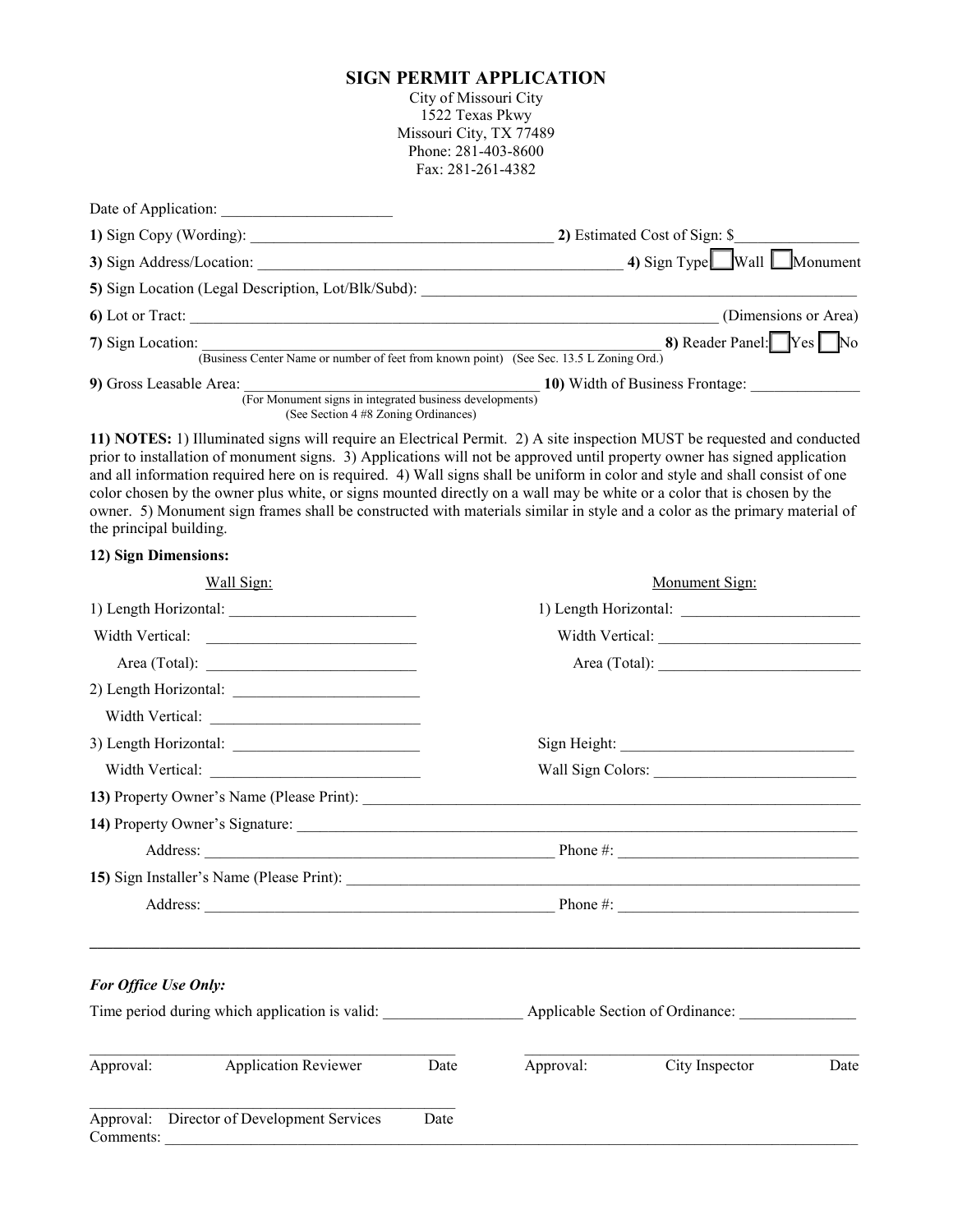# SIGN PERMIT APPLICATION

City of Missouri City
1522 Texas Pkwy
Missouri City, TX 77489
Phone: 281-403-8600
Fax: 281-261-4382

Date of Application: ______________________

**1)** Sign Copy (Wording): ______________________________________ **2)** Estimated Cost of Sign: $________________

**3)** Sign Address/Location: ________________________________________________ **4)** Sign Type ☐ Wall ☐ Monument

**5)** Sign Location (Legal Description, Lot/Blk/Subd): ____________________________________________________________

**6)** Lot or Tract: ______________________________________________________________________ (Dimensions or Area)

**7)** Sign Location: ______________________________________________________________ **8)** Reader Panel: ☐ Yes ☐ No
(Business Center Name or number of feet from known point) (See Sec. 13.5 L Zoning Ord.)

**9)** Gross Leasable Area: ______________________________________________ **10)** Width of Business Frontage: ______________
(For Monument signs in integrated business developments)
(See Section 4 #8 Zoning Ordinances)

**11) NOTES:** 1) Illuminated signs will require an Electrical Permit. 2) A site inspection MUST be requested and conducted prior to installation of monument signs. 3) Applications will not be approved until property owner has signed application and all information required here on is required. 4) Wall signs shall be uniform in color and style and shall consist of one color chosen by the owner plus white, or signs mounted directly on a wall may be white or a color that is chosen by the owner. 5) Monument sign frames shall be constructed with materials similar in style and a color as the primary material of the principal building.

**12) Sign Dimensions:**

| Wall Sign: | Monument Sign: |
|---|---|
| 1) Length Horizontal: ________________________ | 1) Length Horizontal: ________________________ |
| Width Vertical: ___________________________ | Width Vertical: ___________________________ |
| Area (Total): ___________________________ | Area (Total): ___________________________ |
| 2) Length Horizontal: ________________________ | |
| Width Vertical: ___________________________ | |
| 3) Length Horizontal: ________________________ | Sign Height: ______________________________ |
| Width Vertical: ___________________________ | Wall Sign Colors: __________________________ |

**13)** Property Owner's Name (Please Print): ____________________________________________________________________

**14)** Property Owner's Signature: __________________________________________________________________________

Address: ______________________________________________ Phone #: _______________________________

**15)** Sign Installer's Name (Please Print): _____________________________________________________________________

Address: ______________________________________________ Phone #: _______________________________

---

***For Office Use Only:***

Time period during which application is valid: __________________ Applicable Section of Ordinance: _______________

_____________________________________________ _____________________________________________
Approval: Application Reviewer Date Approval: City Inspector Date

_____________________________________________
Approval: Director of Development Services Date
Comments: __________________________________________________________________________________________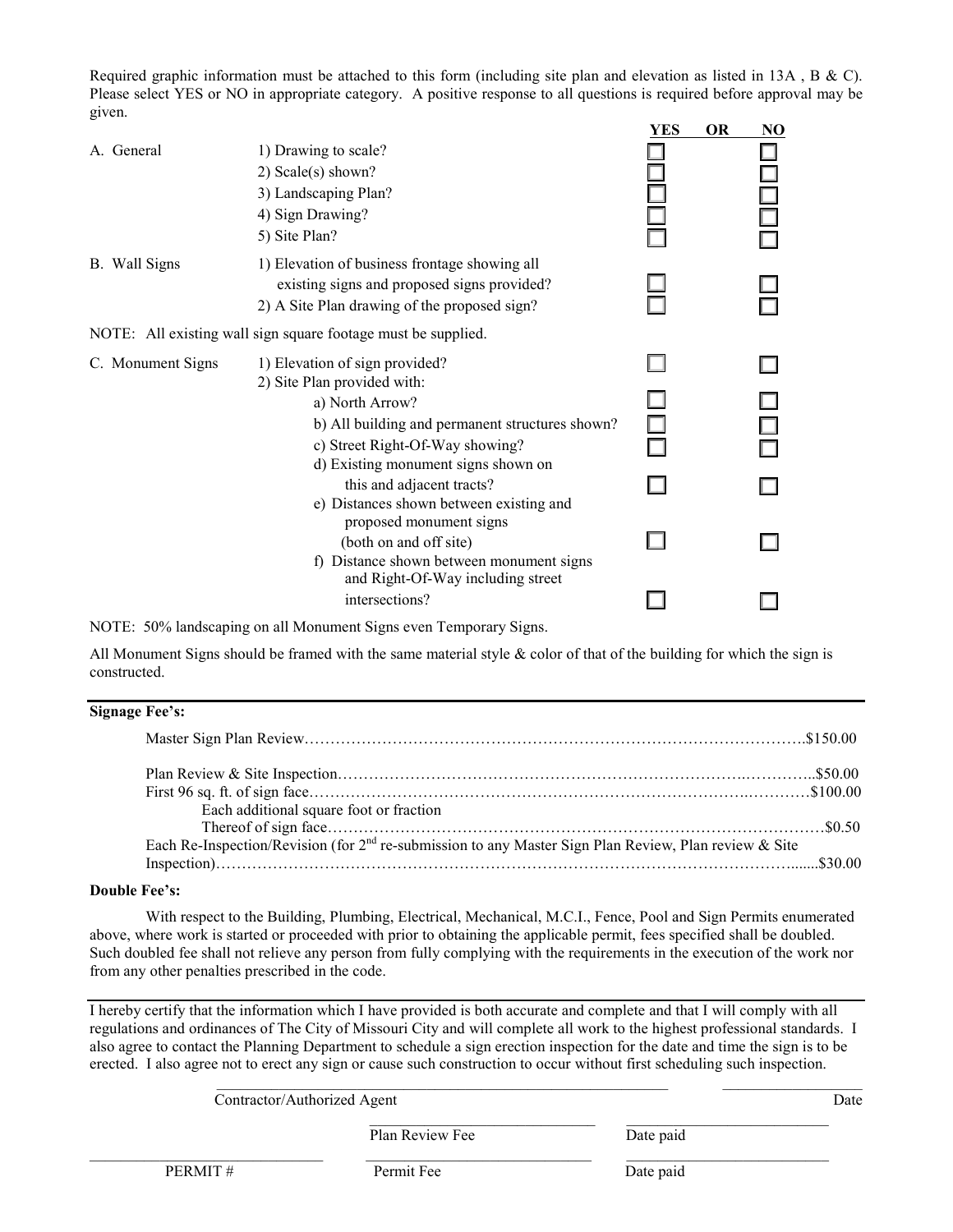Required graphic information must be attached to this form (including site plan and elevation as listed in 13A , B & C). Please select YES or NO in appropriate category. A positive response to all questions is required before approval may be given.

| | | YES | OR | NO |
|---|---|---|---|---|
| A. General | 1) Drawing to scale? | ☐ | | ☐ |
| | 2) Scale(s) shown? | ☐ | | ☐ |
| | 3) Landscaping Plan? | ☐ | | ☐ |
| | 4) Sign Drawing? | ☐ | | ☐ |
| | 5) Site Plan? | ☐ | | ☐ |
| B. Wall Signs | 1) Elevation of business frontage showing all existing signs and proposed signs provided? | ☐ | | ☐ |
| | 2) A Site Plan drawing of the proposed sign? | ☐ | | ☐ |

NOTE: All existing wall sign square footage must be supplied.

| | | YES | OR | NO |
|---|---|---|---|---|
| C. Monument Signs | 1) Elevation of sign provided? | ☐ | | ☐ |
| | 2) Site Plan provided with: | | | |
| | a) North Arrow? | ☐ | | ☐ |
| | b) All building and permanent structures shown? | ☐ | | ☐ |
| | c) Street Right-Of-Way showing? | ☐ | | ☐ |
| | d) Existing monument signs shown on this and adjacent tracts? | ☐ | | ☐ |
| | e) Distances shown between existing and proposed monument signs (both on and off site) | ☐ | | ☐ |
| | f) Distance shown between monument signs and Right-Of-Way including street intersections? | ☐ | | ☐ |

NOTE: 50% landscaping on all Monument Signs even Temporary Signs.

All Monument Signs should be framed with the same material style & color of that of the building for which the sign is constructed.

**Signage Fee's:**

Master Sign Plan Review……………………………………………………………………………………..$150.00

Plan Review & Site Inspection…………………………………………………………………………..$50.00
First 96 sq. ft. of sign face………………………………………………………………………………$100.00
Each additional square foot or fraction Thereof of sign face……………………………………………………………………$0.50
Each Re-Inspection/Revision (for 2nd re-submission to any Master Sign Plan Review, Plan review & Site Inspection)……………………………………………………………………………………......$30.00

**Double Fee's:**

With respect to the Building, Plumbing, Electrical, Mechanical, M.C.I., Fence, Pool and Sign Permits enumerated above, where work is started or proceeded with prior to obtaining the applicable permit, fees specified shall be doubled. Such doubled fee shall not relieve any person from fully complying with the requirements in the execution of the work nor from any other penalties prescribed in the code.

I hereby certify that the information which I have provided is both accurate and complete and that I will comply with all regulations and ordinances of The City of Missouri City and will complete all work to the highest professional standards. I also agree to contact the Planning Department to schedule a sign erection inspection for the date and time the sign is to be erected. I also agree not to erect any sign or cause such construction to occur without first scheduling such inspection.

\_\_\_\_\_\_\_\_\_\_\_\_\_\_\_\_\_\_\_\_\_\_\_\_\_\_\_\_\_\_\_\_ Contractor/Authorized Agent &nbsp;&nbsp;&nbsp; \_\_\_\_\_\_\_\_\_\_ Date

\_\_\_\_\_\_\_\_\_\_\_\_\_\_\_\_ Plan Review Fee &nbsp;&nbsp;&nbsp; \_\_\_\_\_\_\_\_\_\_\_\_ Date paid

\_\_\_\_\_\_\_\_\_\_\_\_ PERMIT # &nbsp;&nbsp;&nbsp; \_\_\_\_\_\_\_\_\_\_\_\_\_\_\_\_ Permit Fee &nbsp;&nbsp;&nbsp; \_\_\_\_\_\_\_\_\_\_\_\_ Date paid